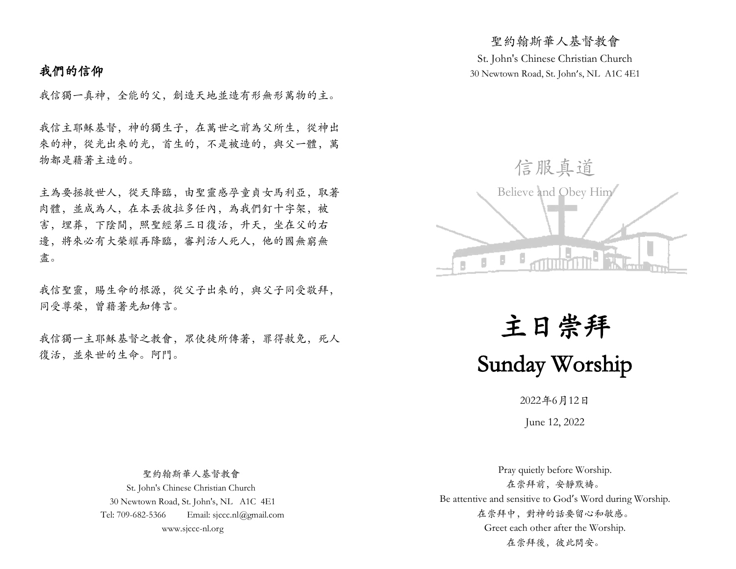## 我們的信仰

我信獨一真神，全能的父，創造天地並造有形無形萬物的主。

我信主耶穌基督，神的獨生子，在萬世之前為父所生，從神出來的神，從光出來的光，首生的，不是被造的，與父一體，萬物都是藉著主造的。

主為要拯救世人，從天降臨，由聖靈感孕童貞女馬利亞，取著肉體，並成為人，在本丟彼拉多任內，為我們釘十字架，被害，埋葬，下陰間，照聖經第三日復活，升天，坐在父的右邊，將來必有大榮耀再降臨，審判活人死人，他的國無窮無盡。

我信聖靈，賜生命的根源，從父子出來的，與父子同受敬拜，同受尊榮，曾藉著先知傳言。

我信獨一主耶穌基督之教會，眾使徒所傳著，罪得赦免，死人復活，並來世的生命。阿門。

聖約翰斯華人基督教會
St. John's Chinese Christian Church
30 Newtown Road, St. John's, NL A1C 4E1
Tel: 709-682-5366 Email: sjccc.nl@gmail.com
www.sjccc-nl.org

聖約翰斯華人基督教會
St. John's Chinese Christian Church
30 Newtown Road, St. John's, NL A1C 4E1

信服真道
Believe and Obey Him

# 主日崇拜
# Sunday Worship

2022年6月12日

June 12, 2022

Pray quietly before Worship.
在崇拜前，安靜默禱。
Be attentive and sensitive to God's Word during Worship.
在崇拜中，對神的話要留心和敏感。
Greet each other after the Worship.
在崇拜後，彼此問安。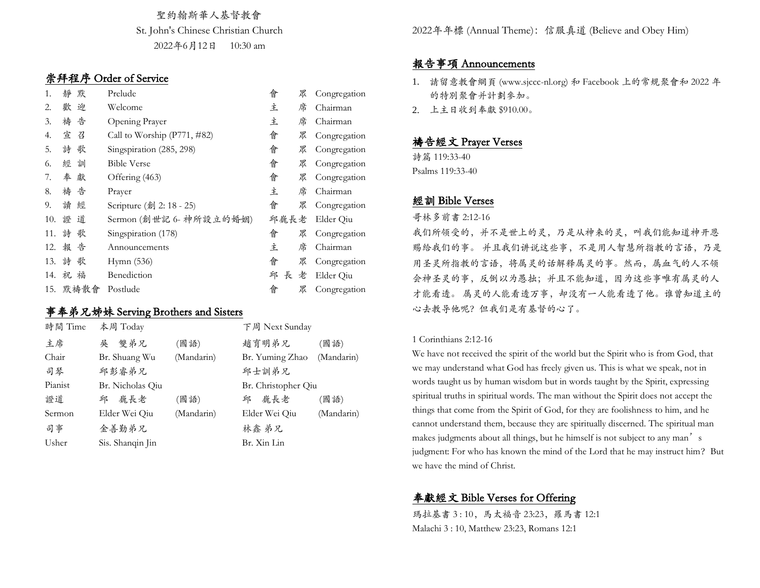聖約翰斯華人基督教會

St. John's Chinese Christian Church

2022年6月12日　 10:30 am

## 崇拜程序 Order of Service

| | | | | |
|---|---|---|---|---|
| 1. | 靜 默 | Prelude | 會　　眾 | Congregation |
| 2. | 歡 迎 | Welcome | 主　　席 | Chairman |
| 3. | 禱 告 | Opening Prayer | 主　　席 | Chairman |
| 4. | 宣 召 | Call to Worship (P771, #82) | 會　　眾 | Congregation |
| 5. | 詩 歌 | Singspiration (285, 298) | 會　　眾 | Congregation |
| 6. | 經 訓 | Bible Verse | 會　　眾 | Congregation |
| 7. | 奉 獻 | Offering (463) | 會　　眾 | Congregation |
| 8. | 禱 告 | Prayer | 主　　席 | Chairman |
| 9. | 讀 經 | Scripture (創 2: 18 - 25) | 會　　眾 | Congregation |
| 10. | 證 道 | Sermon (創世記 6- 神所設立的婚姻) | 邱巍長老 | Elder Qiu |
| 11. | 詩 歌 | Singspiration (178) | 會　　眾 | Congregation |
| 12. | 報 告 | Announcements | 主　　席 | Chairman |
| 13. | 詩 歌 | Hymn (536) | 會　　眾 | Congregation |
| 14. | 祝 福 | Benediction | 邱 長 老 | Elder Qiu |
| 15. | 默禱散會 | Postlude | 會　　眾 | Congregation |

## 事奉弟兄姊妹 Serving Brothers and Sisters

| 時間 Time | 本周 Today | | 下周 Next Sunday | |
|---|---|---|---|---|
| 主席 Chair | 吳 雙弟兄 Br. Shuang Wu | (國語) (Mandarin) | 趙育明弟兄 Br. Yuming Zhao | (國語) (Mandarin) |
| 司琴 Pianist | 邱彭睿弟兄 Br. Nicholas Qiu | | 邱士訓弟兄 Br. Christopher Qiu | |
| 證道 Sermon | 邱 巍長老 Elder Wei Qiu | (國語) (Mandarin) | 邱 巍長老 Elder Wei Qiu | (國語) (Mandarin) |
| 司事 Usher | 金善勤弟兄 Sis. Shanqin Jin | | 林鑫 弟兄 Br. Xin Lin | |

2022年年標 (Annual Theme)：信服真道 (Believe and Obey Him)

## 報告事項 Announcements

1. 請留意教會網頁 (www.sjccc-nl.org) 和 Facebook 上的常規聚會和 2022 年的特別聚會并計劃參加。
2. 上主日收到奉獻 $910.00。

## 禱告經文 Prayer Verses

詩篇 119:33-40

Psalms 119:33-40

## 經訓 Bible Verses

哥林多前書 2:12-16

我们所领受的，并不是世上的灵，乃是从神来的灵，叫我们能知道神开恩赐给我们的事。 并且我们讲说这些事，不是用人智慧所指教的言语，乃是用圣灵所指教的言语，将属灵的话解释属灵的事。然而，属血气的人不领会神圣灵的事，反倒以为愚拙；并且不能知道，因为这些事唯有属灵的人才能看透。 属灵的人能看透万事，却没有一人能看透了他。谁曾知道主的心去教导他呢？但我们是有基督的心了。

1 Corinthians 2:12-16

We have not received the spirit of the world but the Spirit who is from God, that we may understand what God has freely given us. This is what we speak, not in words taught us by human wisdom but in words taught by the Spirit, expressing spiritual truths in spiritual words. The man without the Spirit does not accept the things that come from the Spirit of God, for they are foolishness to him, and he cannot understand them, because they are spiritually discerned. The spiritual man makes judgments about all things, but he himself is not subject to any man's judgment: For who has known the mind of the Lord that he may instruct him? But we have the mind of Christ.

## 奉獻經文 Bible Verses for Offering

瑪拉基書 3 : 10，馬太福音 23:23，羅馬書 12:1

Malachi 3 : 10, Matthew 23:23, Romans 12:1